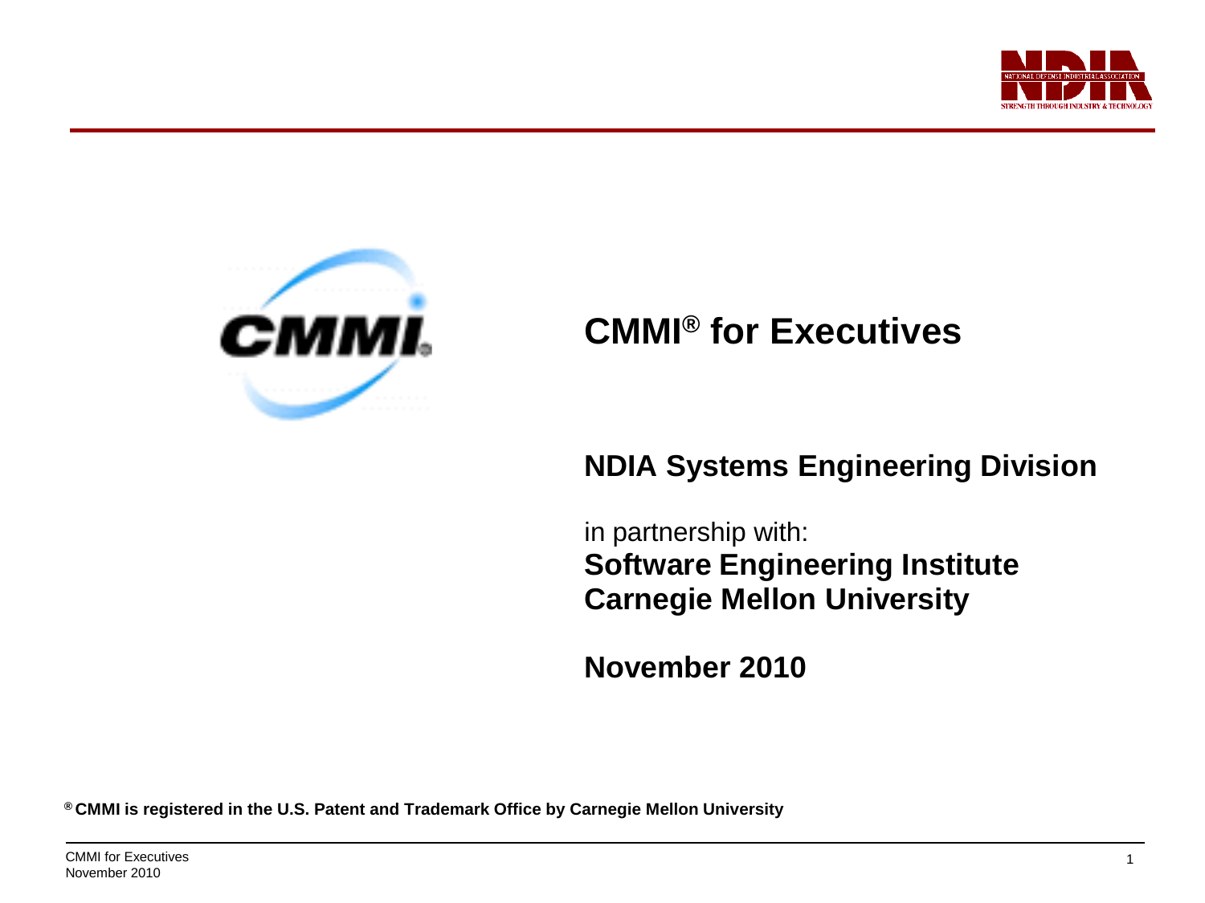# CMMI® for Executives

**NDIA Systems Engineering Division**

in partnership with:
**Software Engineering Institute**
**Carnegie Mellon University**

**November 2010**

**® CMMI is registered in the U.S. Patent and Trademark Office by Carnegie Mellon University**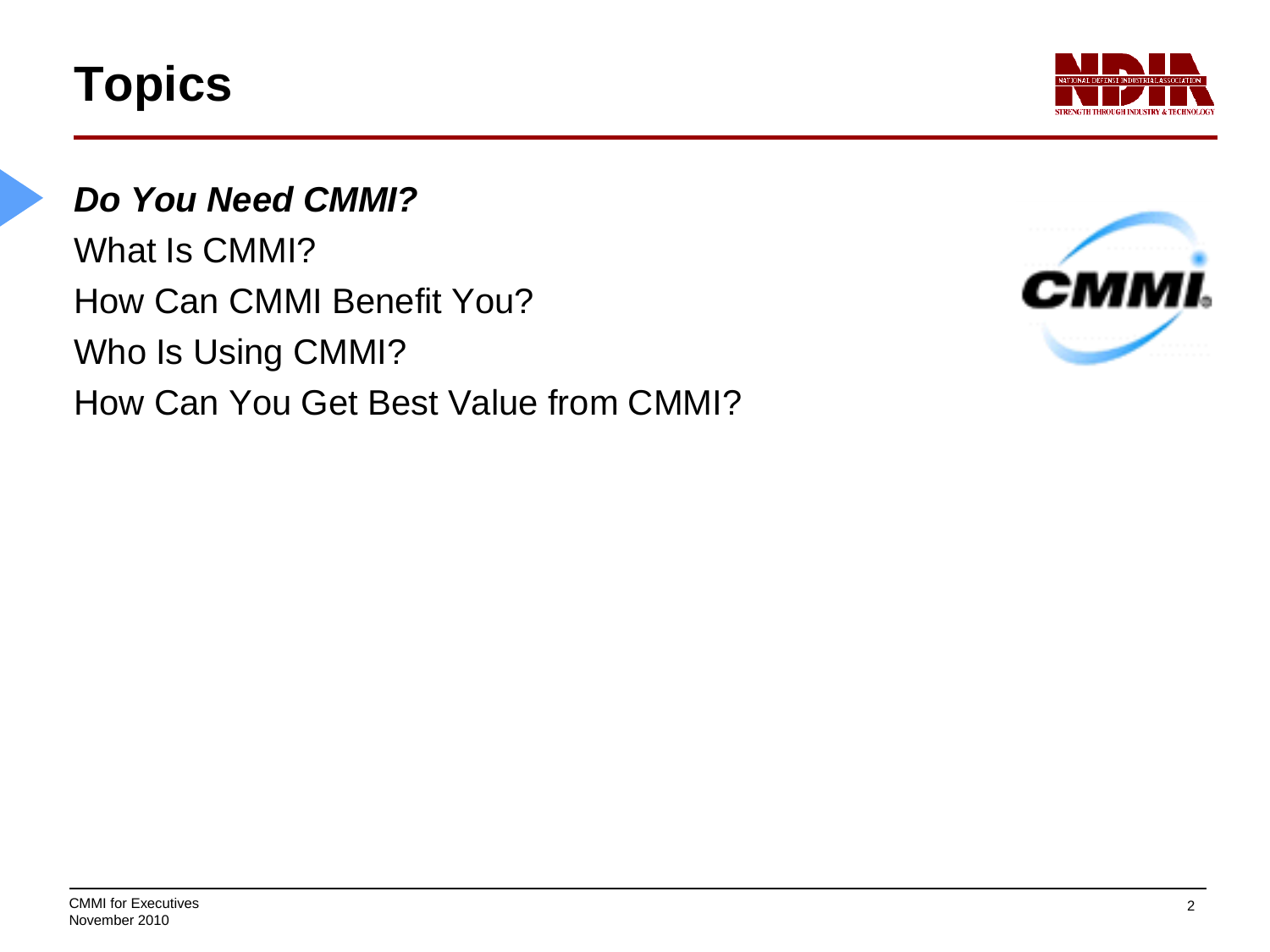# Topics

***Do You Need CMMI?***

What Is CMMI?

How Can CMMI Benefit You?

Who Is Using CMMI?

How Can You Get Best Value from CMMI?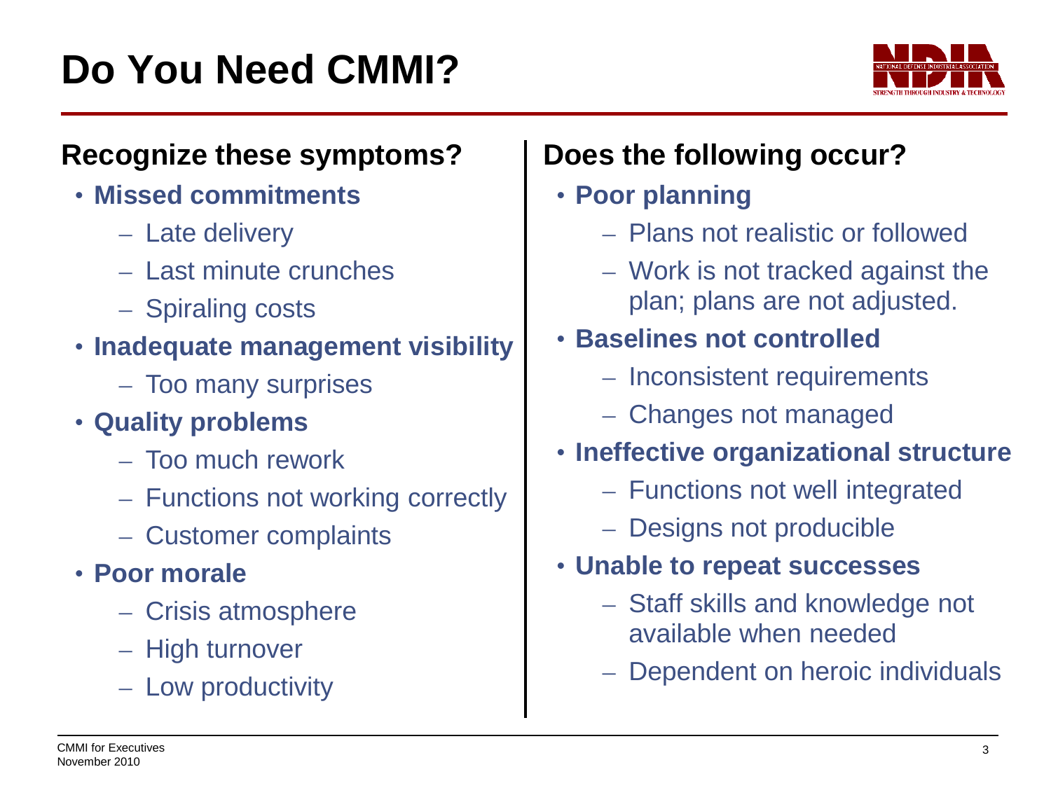# Do You Need CMMI?

## Recognize these symptoms?

- **Missed commitments**
  - Late delivery
  - Last minute crunches
  - Spiraling costs
- **Inadequate management visibility**
  - Too many surprises
- **Quality problems**
  - Too much rework
  - Functions not working correctly
  - Customer complaints
- **Poor morale**
  - Crisis atmosphere
  - High turnover
  - Low productivity

## Does the following occur?

- **Poor planning**
  - Plans not realistic or followed
  - Work is not tracked against the plan; plans are not adjusted.
- **Baselines not controlled**
  - Inconsistent requirements
  - Changes not managed
- **Ineffective organizational structure**
  - Functions not well integrated
  - Designs not producible
- **Unable to repeat successes**
  - Staff skills and knowledge not available when needed
  - Dependent on heroic individuals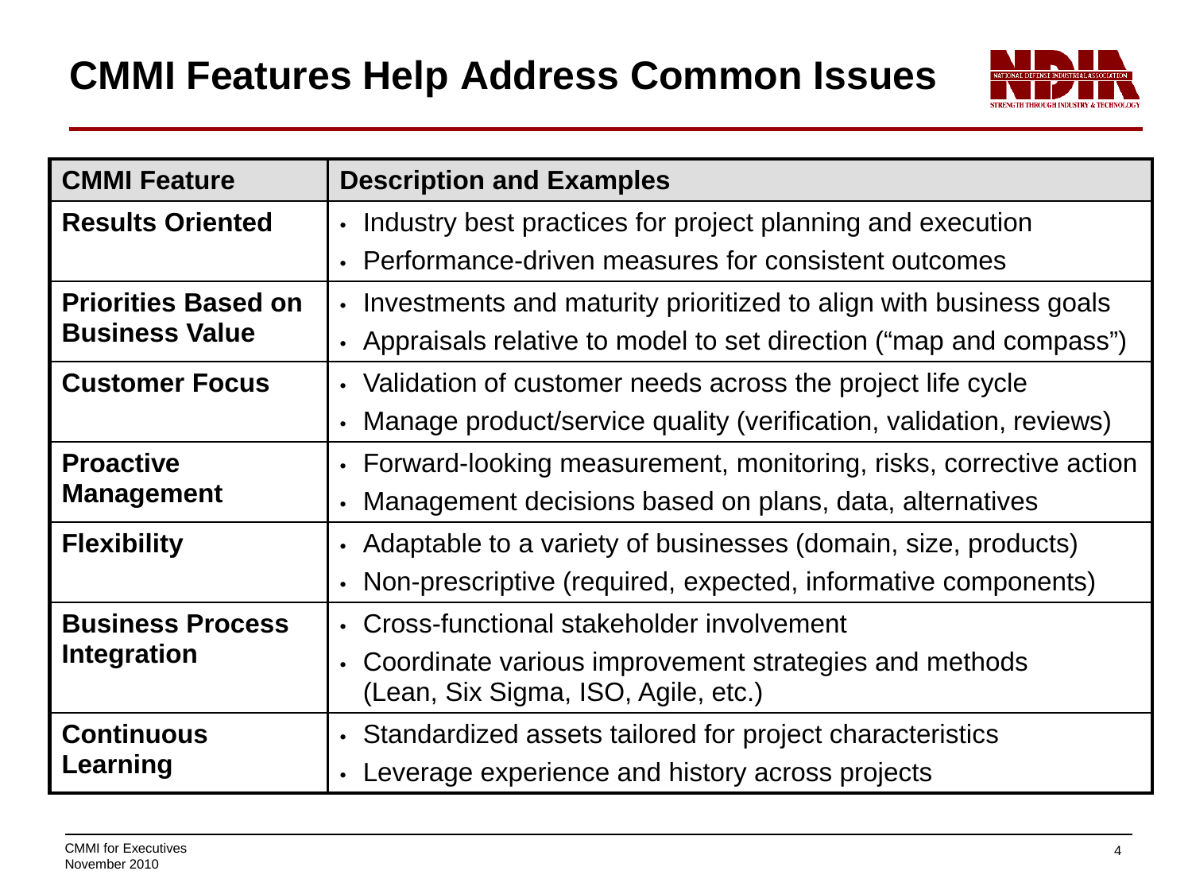# CMMI Features Help Address Common Issues

| CMMI Feature | Description and Examples |
| --- | --- |
| **Results Oriented** | • Industry best practices for project planning and execution<br>• Performance-driven measures for consistent outcomes |
| **Priorities Based on Business Value** | • Investments and maturity prioritized to align with business goals<br>• Appraisals relative to model to set direction ("map and compass") |
| **Customer Focus** | • Validation of customer needs across the project life cycle<br>• Manage product/service quality (verification, validation, reviews) |
| **Proactive Management** | • Forward-looking measurement, monitoring, risks, corrective action<br>• Management decisions based on plans, data, alternatives |
| **Flexibility** | • Adaptable to a variety of businesses (domain, size, products)<br>• Non-prescriptive (required, expected, informative components) |
| **Business Process Integration** | • Cross-functional stakeholder involvement<br>• Coordinate various improvement strategies and methods (Lean, Six Sigma, ISO, Agile, etc.) |
| **Continuous Learning** | • Standardized assets tailored for project characteristics<br>• Leverage experience and history across projects |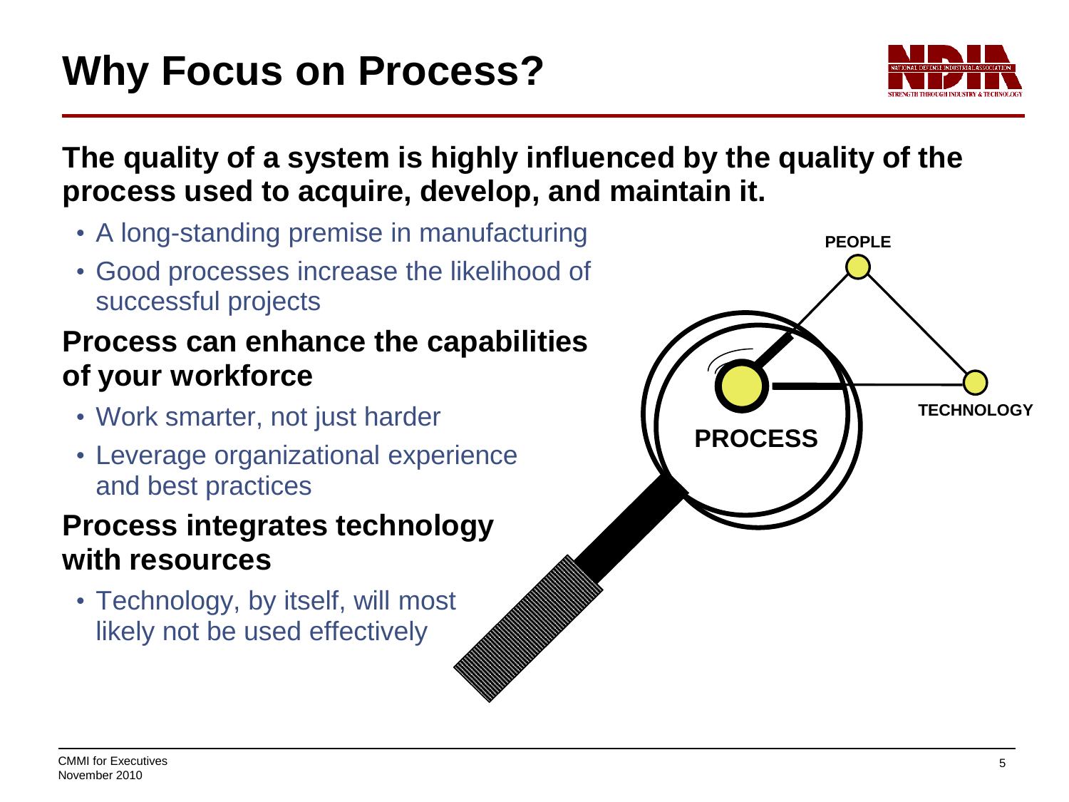# Why Focus on Process?

**The quality of a system is highly influenced by the quality of the process used to acquire, develop, and maintain it.**

- A long-standing premise in manufacturing
- Good processes increase the likelihood of successful projects

**Process can enhance the capabilities of your workforce**

- Work smarter, not just harder
- Leverage organizational experience and best practices

**Process integrates technology with resources**

- Technology, by itself, will most likely not be used effectively

PEOPLE

TECHNOLOGY

PROCESS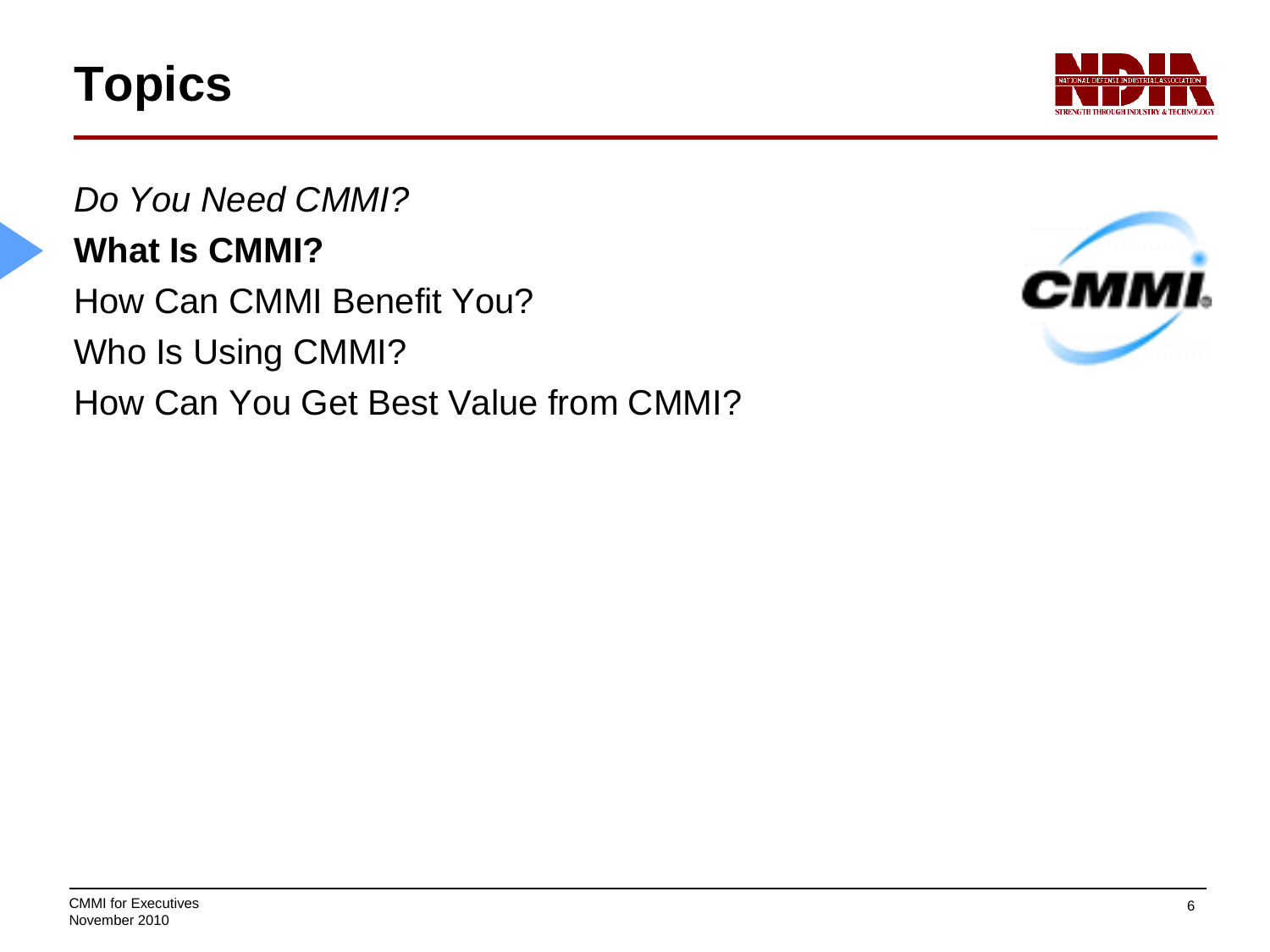# Topics

*Do You Need CMMI?*

**What Is CMMI?**

How Can CMMI Benefit You?

Who Is Using CMMI?

How Can You Get Best Value from CMMI?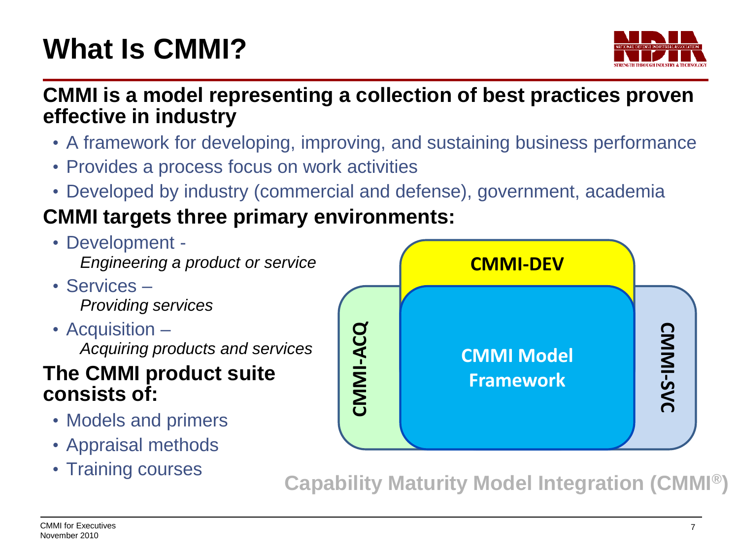# What Is CMMI?

**CMMI is a model representing a collection of best practices proven effective in industry**

- A framework for developing, improving, and sustaining business performance
- Provides a process focus on work activities
- Developed by industry (commercial and defense), government, academia

**CMMI targets three primary environments:**

- Development -
  *Engineering a product or service*
- Services –
  *Providing services*
- Acquisition –
  *Acquiring products and services*

**The CMMI product suite consists of:**

- Models and primers
- Appraisal methods
- Training courses

CMMI-DEV

CMMI-ACQ

CMMI Model Framework

CMMI-SVC

**Capability Maturity Model Integration (CMMI®)**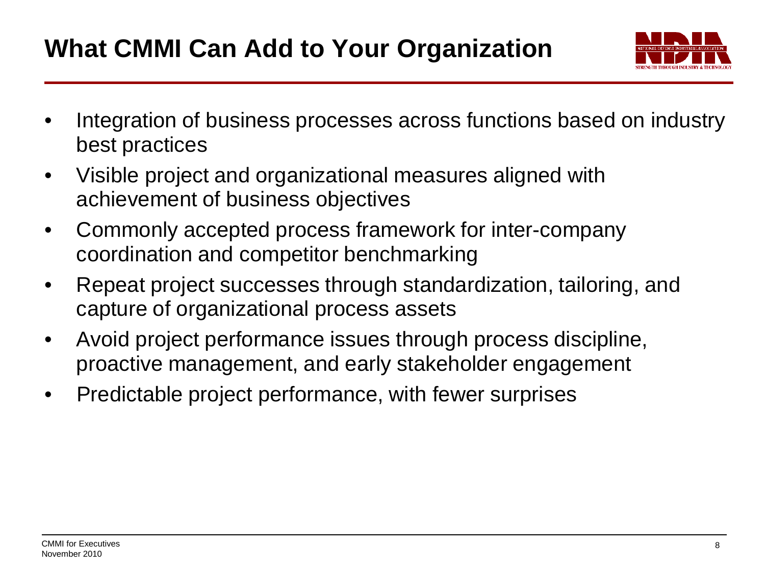# What CMMI Can Add to Your Organization

- Integration of business processes across functions based on industry best practices
- Visible project and organizational measures aligned with achievement of business objectives
- Commonly accepted process framework for inter-company coordination and competitor benchmarking
- Repeat project successes through standardization, tailoring, and capture of organizational process assets
- Avoid project performance issues through process discipline, proactive management, and early stakeholder engagement
- Predictable project performance, with fewer surprises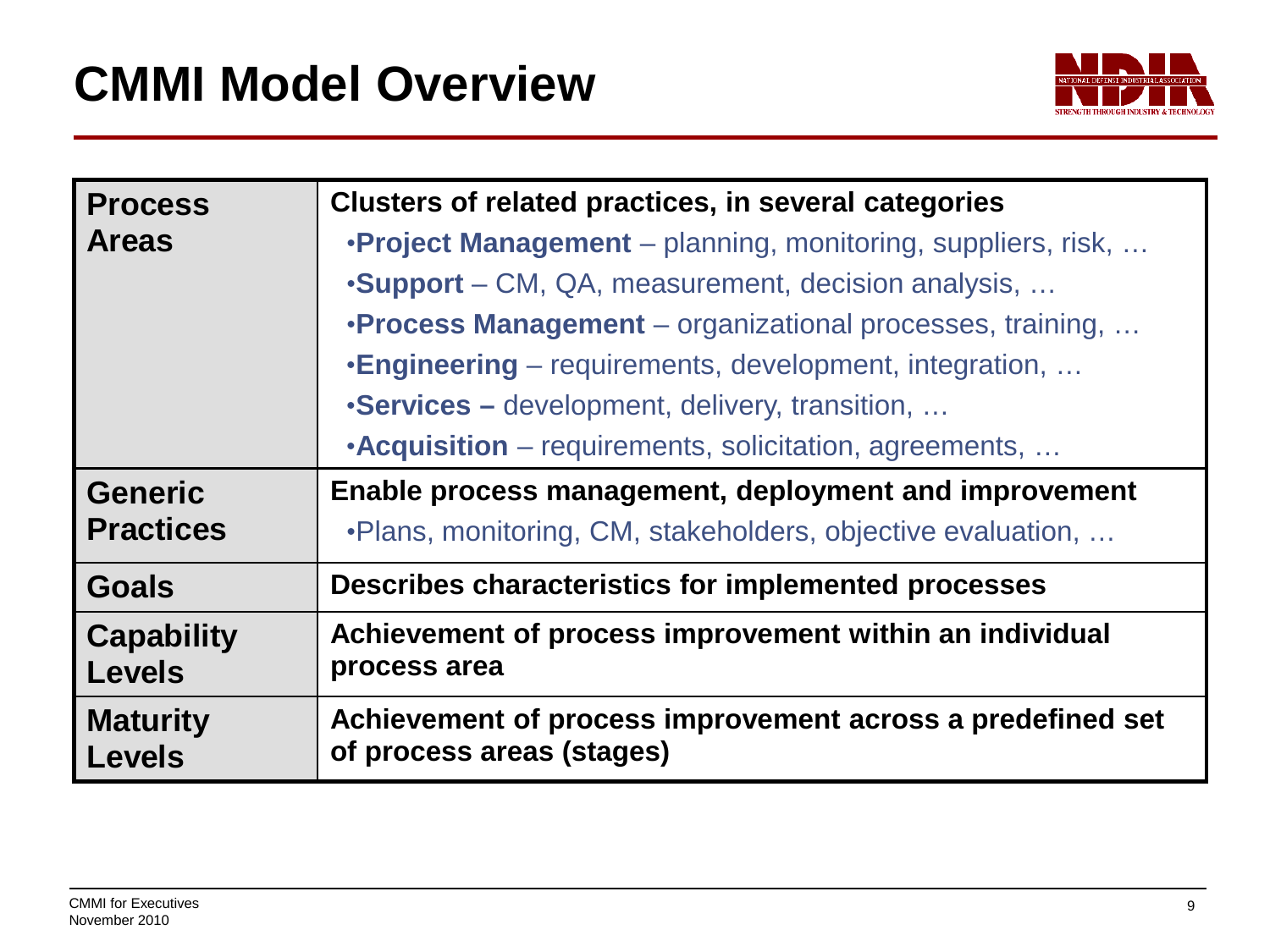# CMMI Model Overview

| | |
|---|---|
| **Process Areas** | **Clusters of related practices, in several categories**<br>•**Project Management** – planning, monitoring, suppliers, risk, …<br>•**Support** – CM, QA, measurement, decision analysis, …<br>•**Process Management** – organizational processes, training, …<br>•**Engineering** – requirements, development, integration, …<br>•**Services –** development, delivery, transition, …<br>•**Acquisition** – requirements, solicitation, agreements, … |
| **Generic Practices** | **Enable process management, deployment and improvement**<br>•Plans, monitoring, CM, stakeholders, objective evaluation, … |
| **Goals** | **Describes characteristics for implemented processes** |
| **Capability Levels** | **Achievement of process improvement within an individual process area** |
| **Maturity Levels** | **Achievement of process improvement across a predefined set of process areas (stages)** |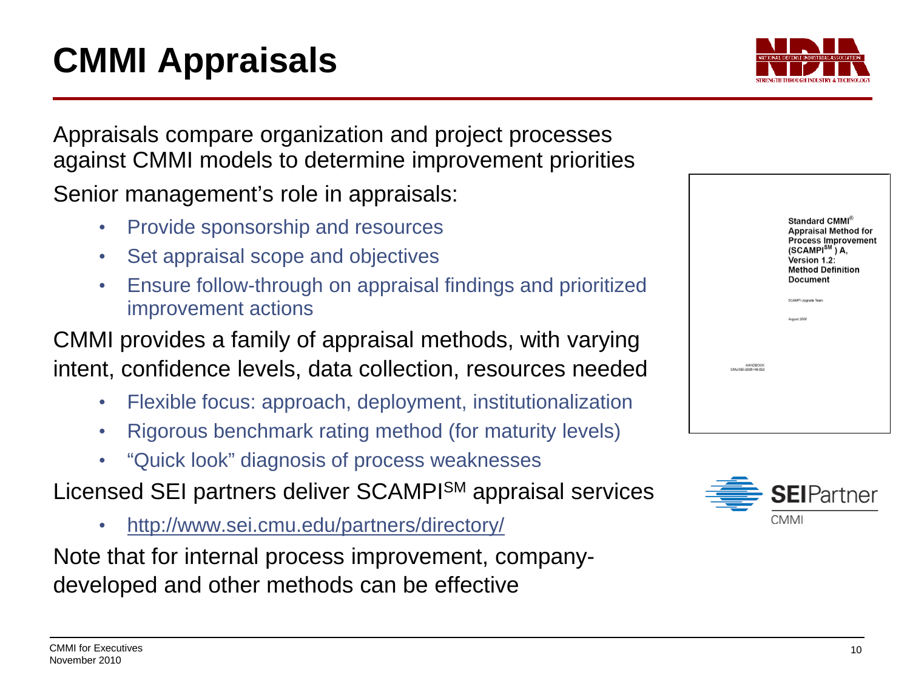# CMMI Appraisals

Appraisals compare organization and project processes against CMMI models to determine improvement priorities

Senior management's role in appraisals:

- Provide sponsorship and resources
- Set appraisal scope and objectives
- Ensure follow-through on appraisal findings and prioritized improvement actions

CMMI provides a family of appraisal methods, with varying intent, confidence levels, data collection, resources needed

- Flexible focus: approach, deployment, institutionalization
- Rigorous benchmark rating method (for maturity levels)
- "Quick look" diagnosis of process weaknesses

Licensed SEI partners deliver SCAMPI[SM] appraisal services

- http://www.sei.cmu.edu/partners/directory/

Note that for internal process improvement, company-developed and other methods can be effective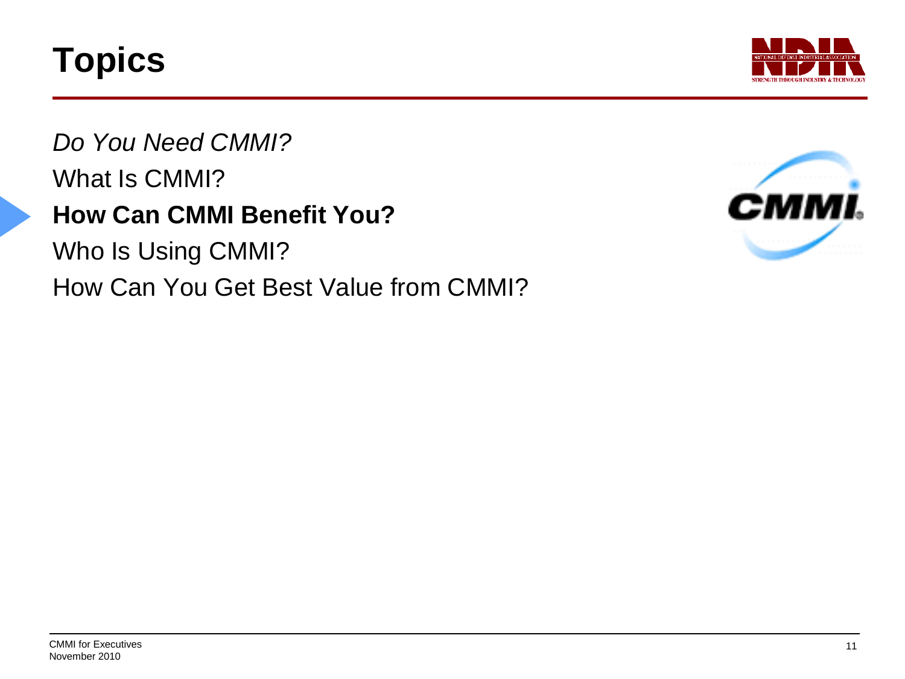# Topics

*Do You Need CMMI?*

What Is CMMI?

**How Can CMMI Benefit You?**

Who Is Using CMMI?

How Can You Get Best Value from CMMI?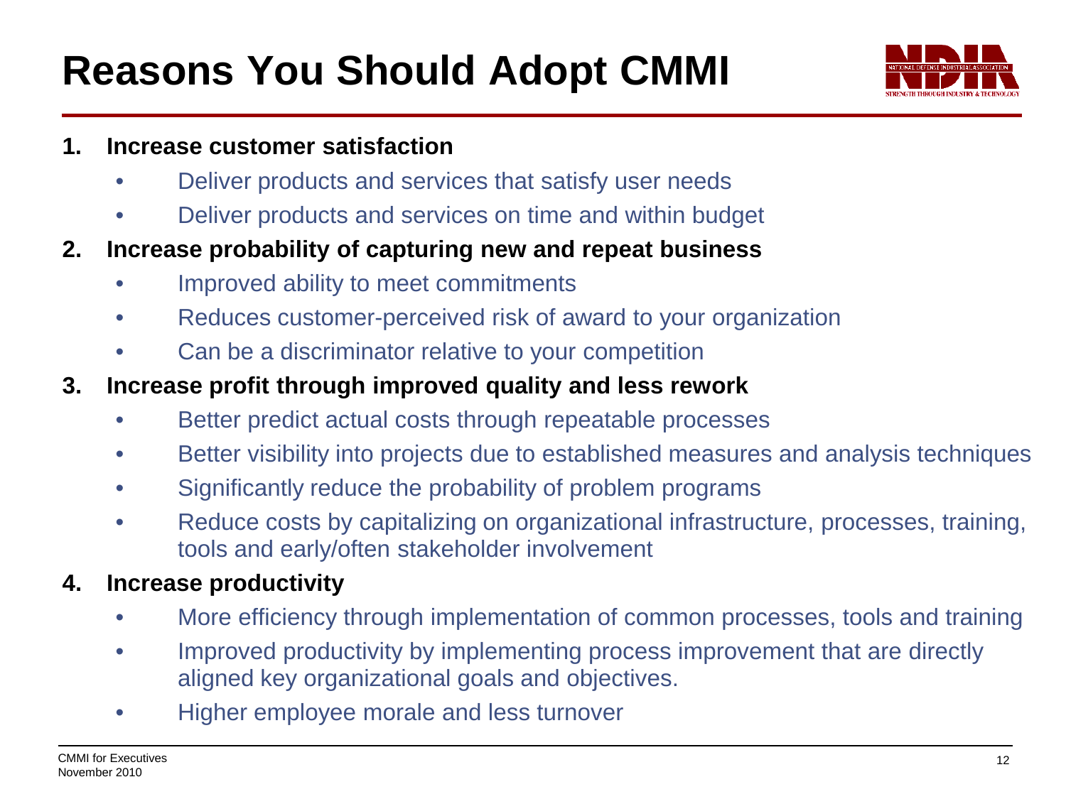# Reasons You Should Adopt CMMI

1. **Increase customer satisfaction**
   - Deliver products and services that satisfy user needs
   - Deliver products and services on time and within budget
2. **Increase probability of capturing new and repeat business**
   - Improved ability to meet commitments
   - Reduces customer-perceived risk of award to your organization
   - Can be a discriminator relative to your competition
3. **Increase profit through improved quality and less rework**
   - Better predict actual costs through repeatable processes
   - Better visibility into projects due to established measures and analysis techniques
   - Significantly reduce the probability of problem programs
   - Reduce costs by capitalizing on organizational infrastructure, processes, training, tools and early/often stakeholder involvement
4. **Increase productivity**
   - More efficiency through implementation of common processes, tools and training
   - Improved productivity by implementing process improvement that are directly aligned key organizational goals and objectives.
   - Higher employee morale and less turnover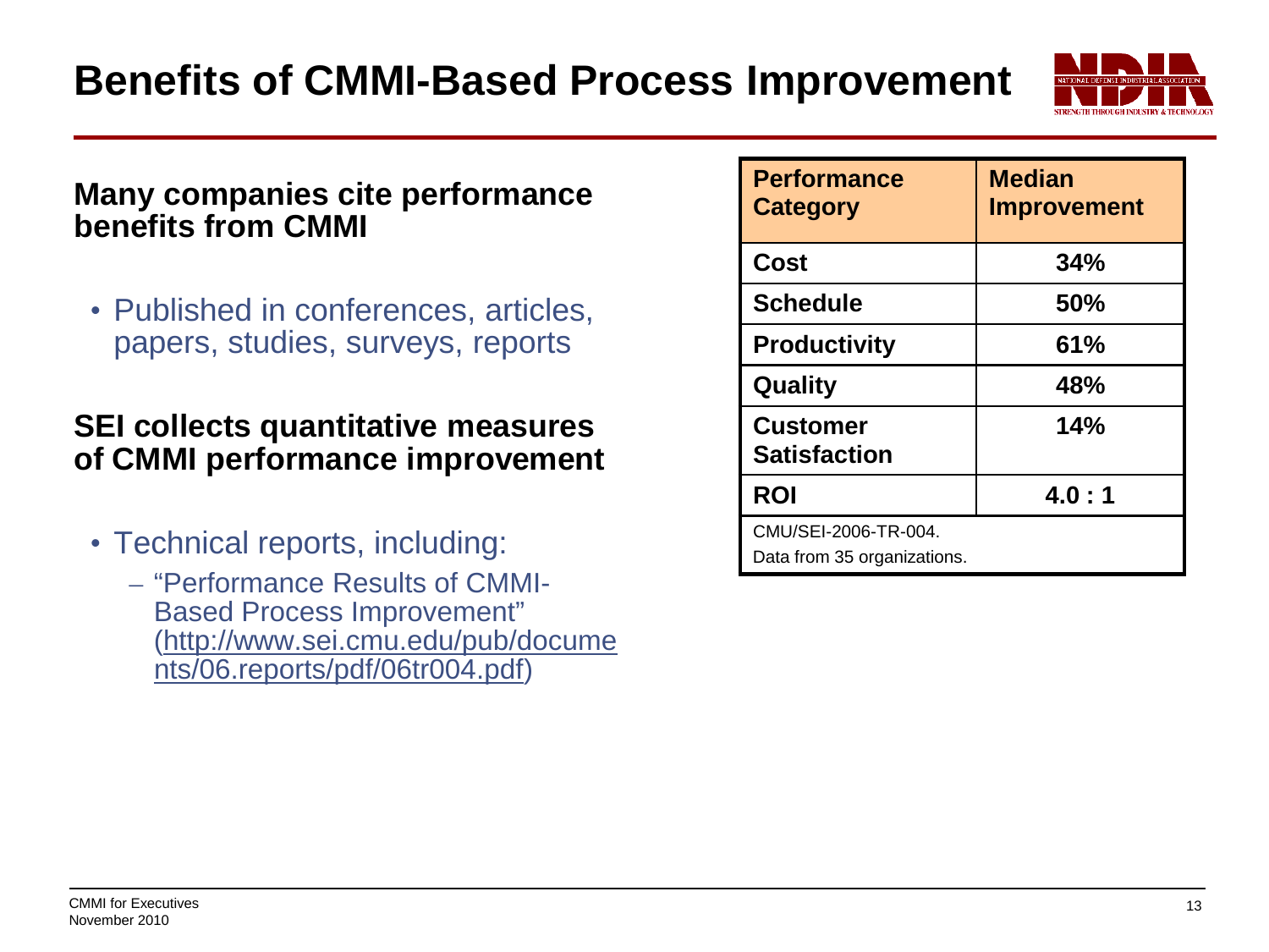# Benefits of CMMI-Based Process Improvement

**Many companies cite performance benefits from CMMI**

- Published in conferences, articles, papers, studies, surveys, reports

**SEI collects quantitative measures of CMMI performance improvement**

- Technical reports, including:
  - "Performance Results of CMMI-Based Process Improvement" (http://www.sei.cmu.edu/pub/documents/06.reports/pdf/06tr004.pdf)

| Performance Category | Median Improvement |
|---|---|
| Cost | 34% |
| Schedule | 50% |
| Productivity | 61% |
| Quality | 48% |
| Customer Satisfaction | 14% |
| ROI | 4.0 : 1 |
| CMU/SEI-2006-TR-004. Data from 35 organizations. | |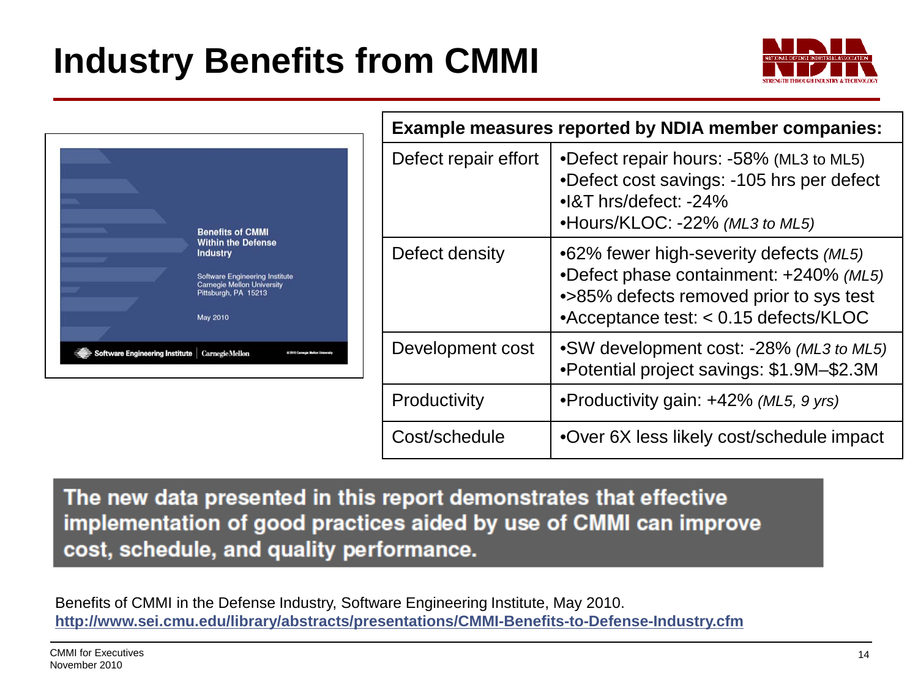# Industry Benefits from CMMI

**Benefits of CMMI Within the Defense Industry**

Software Engineering Institute
Carnegie Mellon University
Pittsburgh, PA 15213

May 2010

| Example measures reported by NDIA member companies: | |
|---|---|
| Defect repair effort | •Defect repair hours: -58% (ML3 to ML5)<br>•Defect cost savings: -105 hrs per defect<br>•I&T hrs/defect: -24%<br>•Hours/KLOC: -22% *(ML3 to ML5)* |
| Defect density | •62% fewer high-severity defects *(ML5)*<br>•Defect phase containment: +240% *(ML5)*<br>•>85% defects removed prior to sys test<br>•Acceptance test: < 0.15 defects/KLOC |
| Development cost | •SW development cost: -28% *(ML3 to ML5)*<br>•Potential project savings: $1.9M–$2.3M |
| Productivity | •Productivity gain: +42% *(ML5, 9 yrs)* |
| Cost/schedule | •Over 6X less likely cost/schedule impact |

**The new data presented in this report demonstrates that effective implementation of good practices aided by use of CMMI can improve cost, schedule, and quality performance.**

Benefits of CMMI in the Defense Industry, Software Engineering Institute, May 2010.
**http://www.sei.cmu.edu/library/abstracts/presentations/CMMI-Benefits-to-Defense-Industry.cfm**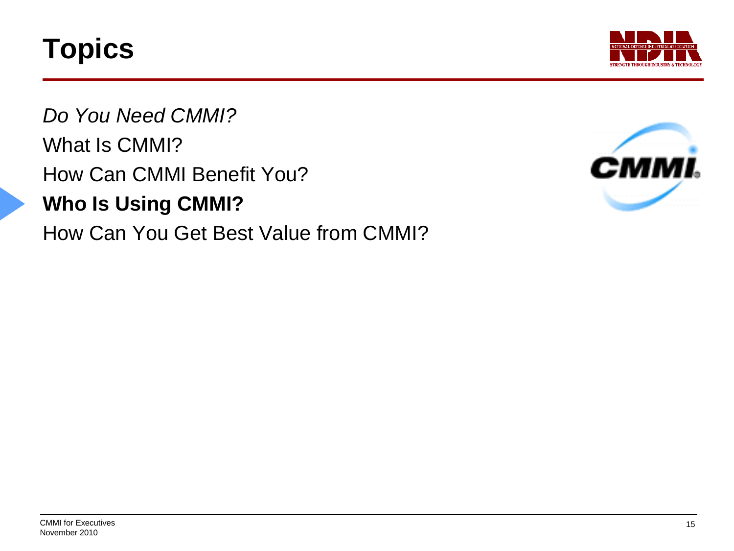# Topics

*Do You Need CMMI?*

What Is CMMI?

How Can CMMI Benefit You?

**Who Is Using CMMI?**

How Can You Get Best Value from CMMI?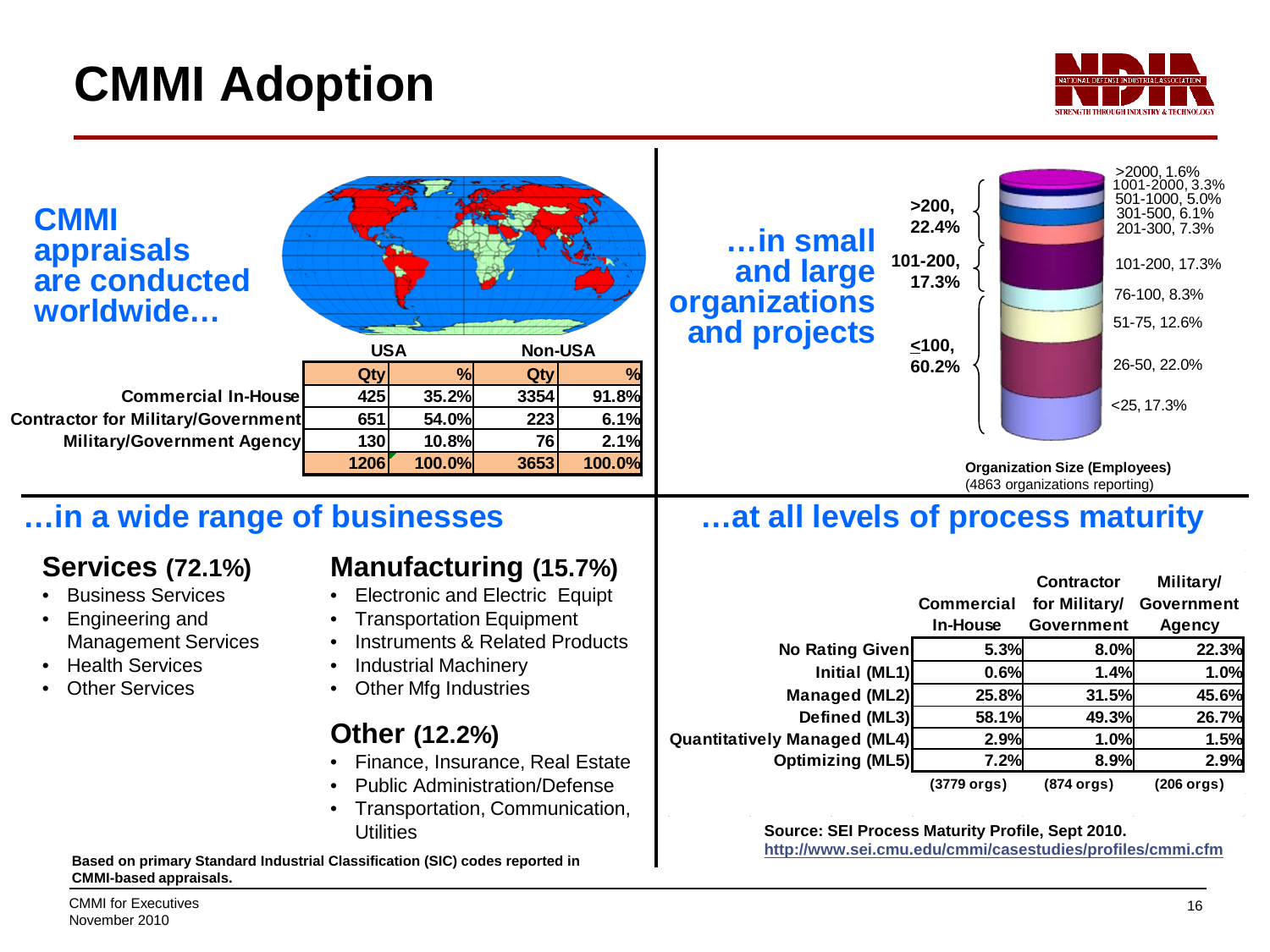# CMMI Adoption

## CMMI appraisals are conducted worldwide…

| | USA | | Non-USA | |
|---|---|---|---|---|
| | Qty | % | Qty | % |
| Commercial In-House | 425 | 35.2% | 3354 | 91.8% |
| Contractor for Military/Government | 651 | 54.0% | 223 | 6.1% |
| Military/Government Agency | 130 | 10.8% | 76 | 2.1% |
| | 1206 | 100.0% | 3653 | 100.0% |

## …in small and large organizations and projects

- >200, 22.4%
  - >2000, 1.6%
  - 1001-2000, 3.3%
  - 501-1000, 5.0%
  - 301-500, 6.1%
  - 201-300, 7.3%
- 101-200, 17.3%
  - 101-200, 17.3%
- ≤100, 60.2%
  - 76-100, 8.3%
  - 51-75, 12.6%
  - 26-50, 22.0%
  - <25, 17.3%

**Organization Size (Employees)**
(4863 organizations reporting)

## …in a wide range of businesses

### Services (72.1%)

- Business Services
- Engineering and Management Services
- Health Services
- Other Services

### Manufacturing (15.7%)

- Electronic and Electric Equipt
- Transportation Equipment
- Instruments & Related Products
- Industrial Machinery
- Other Mfg Industries

### Other (12.2%)

- Finance, Insurance, Real Estate
- Public Administration/Defense
- Transportation, Communication, Utilities

**Based on primary Standard Industrial Classification (SIC) codes reported in CMMI-based appraisals.**

## …at all levels of process maturity

| | Commercial In-House | Contractor for Military/ Government | Military/ Government Agency |
|---|---|---|---|
| No Rating Given | 5.3% | 8.0% | 22.3% |
| Initial (ML1) | 0.6% | 1.4% | 1.0% |
| Managed (ML2) | 25.8% | 31.5% | 45.6% |
| Defined (ML3) | 58.1% | 49.3% | 26.7% |
| Quantitatively Managed (ML4) | 2.9% | 1.0% | 1.5% |
| Optimizing (ML5) | 7.2% | 8.9% | 2.9% |
| | (3779 orgs) | (874 orgs) | (206 orgs) |

**Source: SEI Process Maturity Profile, Sept 2010.**
http://www.sei.cmu.edu/cmmi/casestudies/profiles/cmmi.cfm

CMMI for Executives
November 2010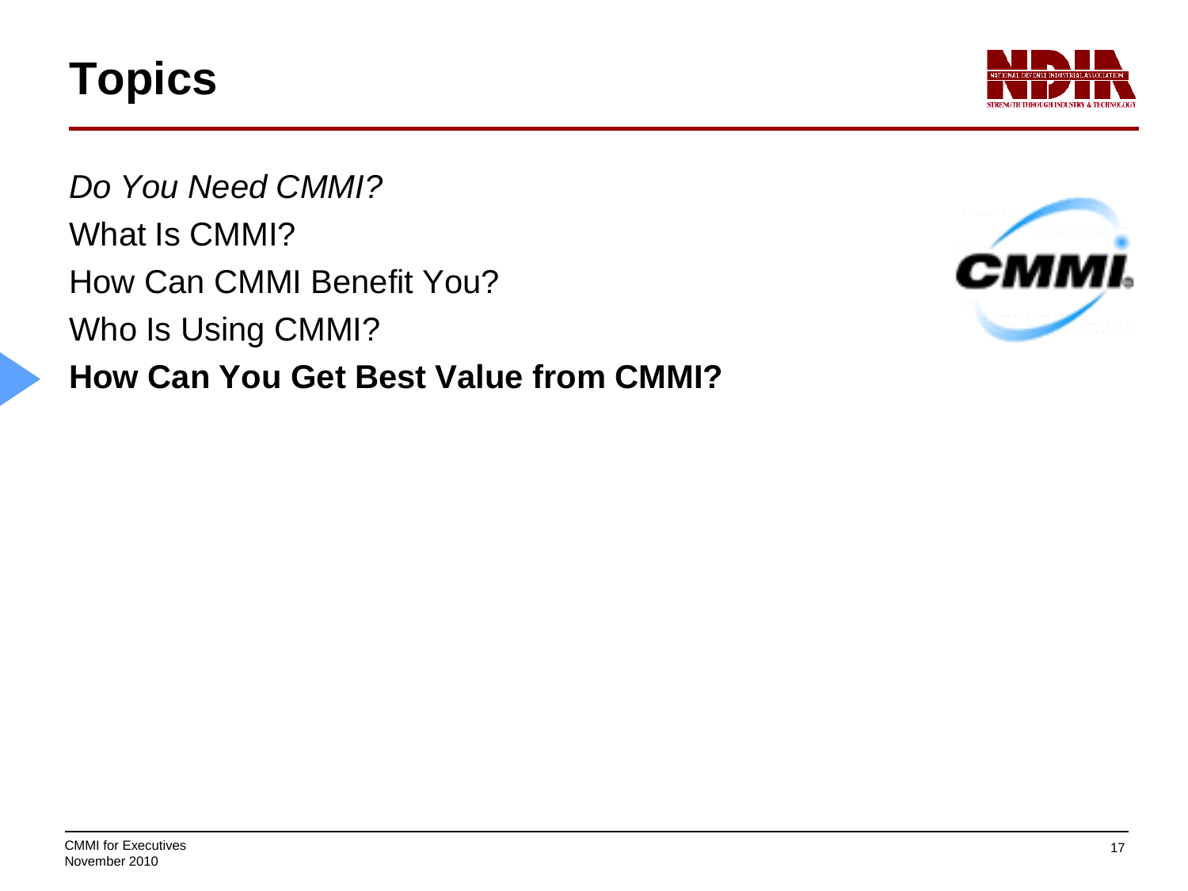# Topics

*Do You Need CMMI?*

What Is CMMI?

How Can CMMI Benefit You?

Who Is Using CMMI?

**How Can You Get Best Value from CMMI?**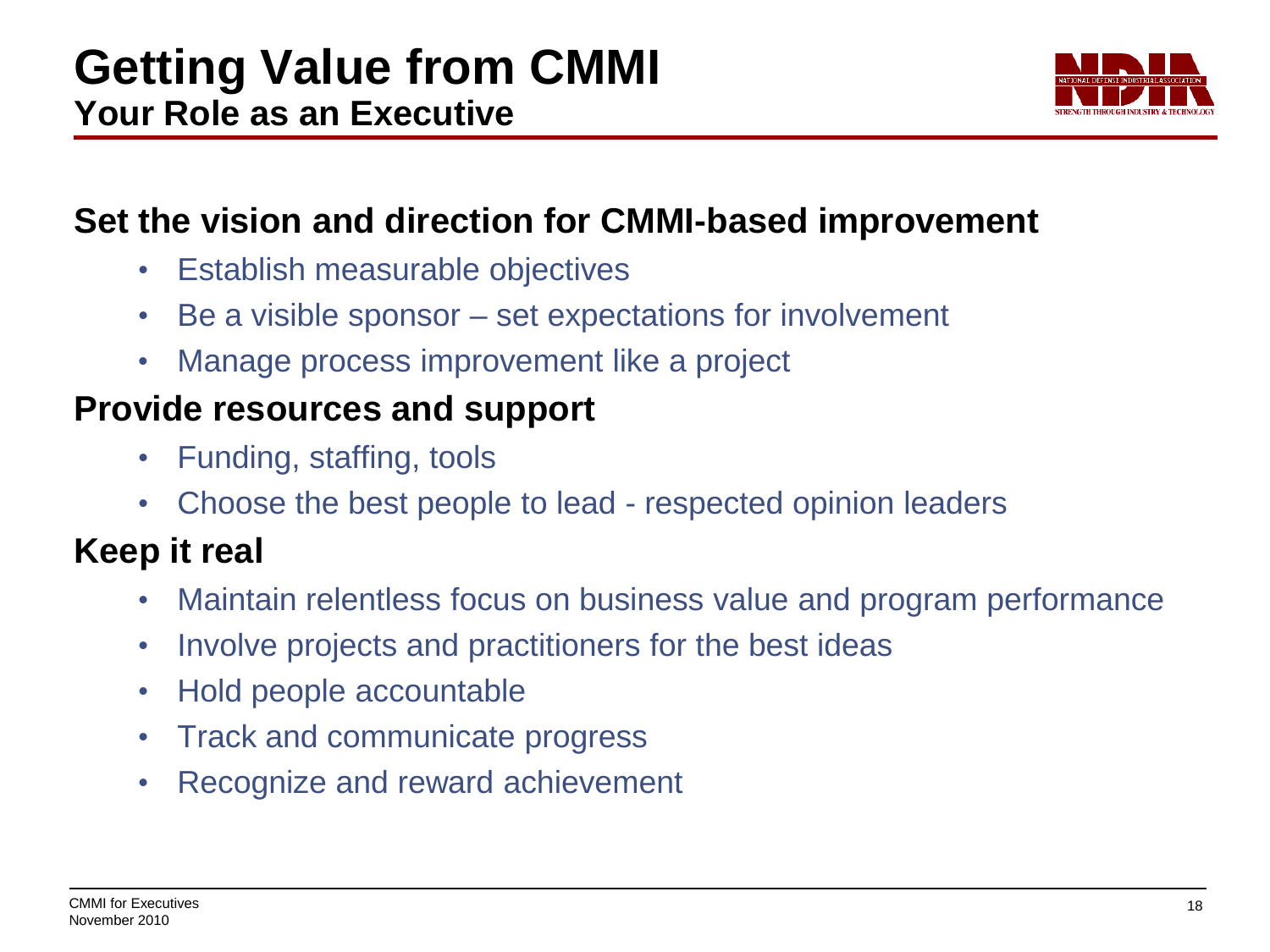# Getting Value from CMMI

## Your Role as an Executive

### Set the vision and direction for CMMI-based improvement

- Establish measurable objectives
- Be a visible sponsor – set expectations for involvement
- Manage process improvement like a project

### Provide resources and support

- Funding, staffing, tools
- Choose the best people to lead - respected opinion leaders

### Keep it real

- Maintain relentless focus on business value and program performance
- Involve projects and practitioners for the best ideas
- Hold people accountable
- Track and communicate progress
- Recognize and reward achievement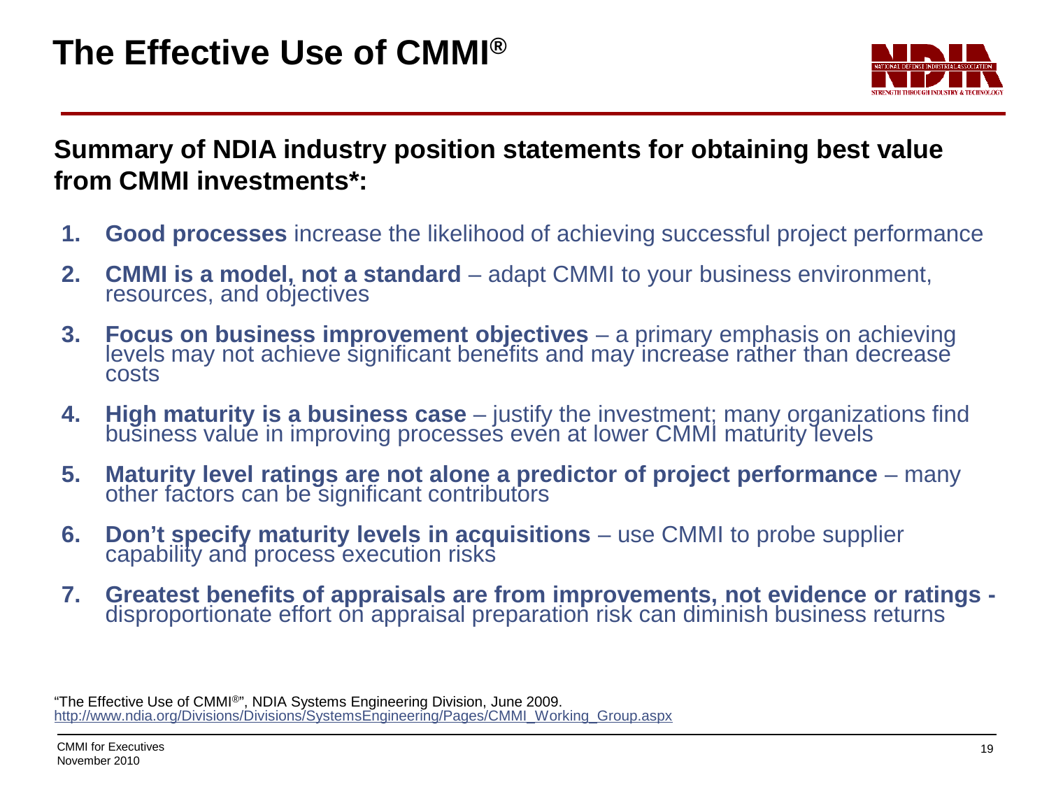# The Effective Use of CMMI®

**Summary of NDIA industry position statements for obtaining best value from CMMI investments*:**

1. **Good processes** increase the likelihood of achieving successful project performance
2. **CMMI is a model, not a standard** – adapt CMMI to your business environment, resources, and objectives
3. **Focus on business improvement objectives** – a primary emphasis on achieving levels may not achieve significant benefits and may increase rather than decrease costs
4. **High maturity is a business case** – justify the investment; many organizations find business value in improving processes even at lower CMMI maturity levels
5. **Maturity level ratings are not alone a predictor of project performance** – many other factors can be significant contributors
6. **Don't specify maturity levels in acquisitions** – use CMMI to probe supplier capability and process execution risks
7. **Greatest benefits of appraisals are from improvements, not evidence or ratings -** disproportionate effort on appraisal preparation risk can diminish business returns

"The Effective Use of CMMI®", NDIA Systems Engineering Division, June 2009.
http://www.ndia.org/Divisions/Divisions/SystemsEngineering/Pages/CMMI_Working_Group.aspx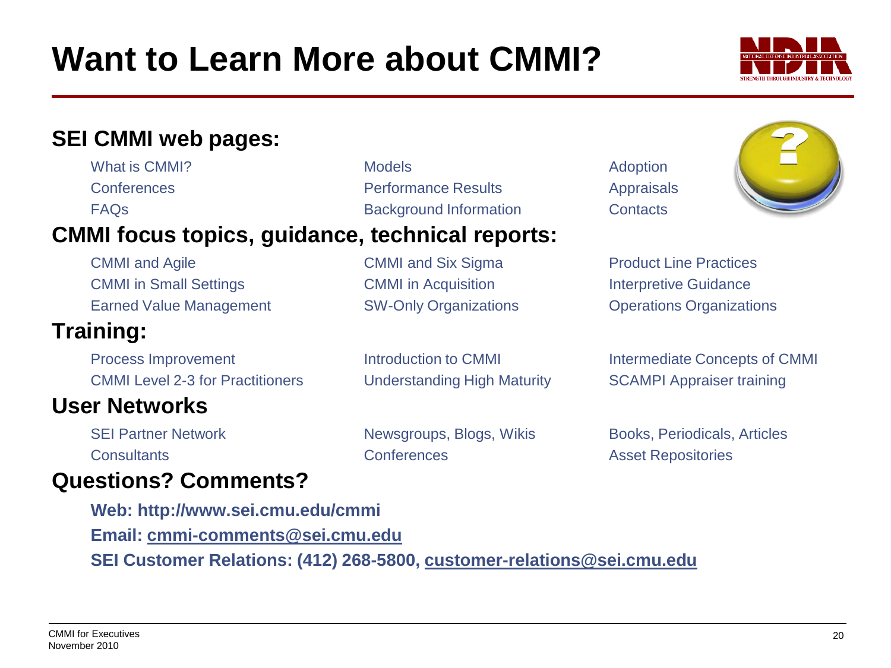# Want to Learn More about CMMI?

## SEI CMMI web pages:

- What is CMMI?
- Conferences
- FAQs
- Models
- Performance Results
- Background Information
- Adoption
- Appraisals
- Contacts

## CMMI focus topics, guidance, technical reports:

- CMMI and Agile
- CMMI in Small Settings
- Earned Value Management
- CMMI and Six Sigma
- CMMI in Acquisition
- SW-Only Organizations
- Product Line Practices
- Interpretive Guidance
- Operations Organizations

## Training:

- Process Improvement
- CMMI Level 2-3 for Practitioners
- Introduction to CMMI
- Understanding High Maturity
- Intermediate Concepts of CMMI
- SCAMPI Appraiser training

## User Networks

- SEI Partner Network
- Consultants
- Newsgroups, Blogs, Wikis
- Conferences
- Books, Periodicals, Articles
- Asset Repositories

## Questions? Comments?

**Web: http://www.sei.cmu.edu/cmmi**

**Email: cmmi-comments@sei.cmu.edu**

**SEI Customer Relations: (412) 268-5800, customer-relations@sei.cmu.edu**